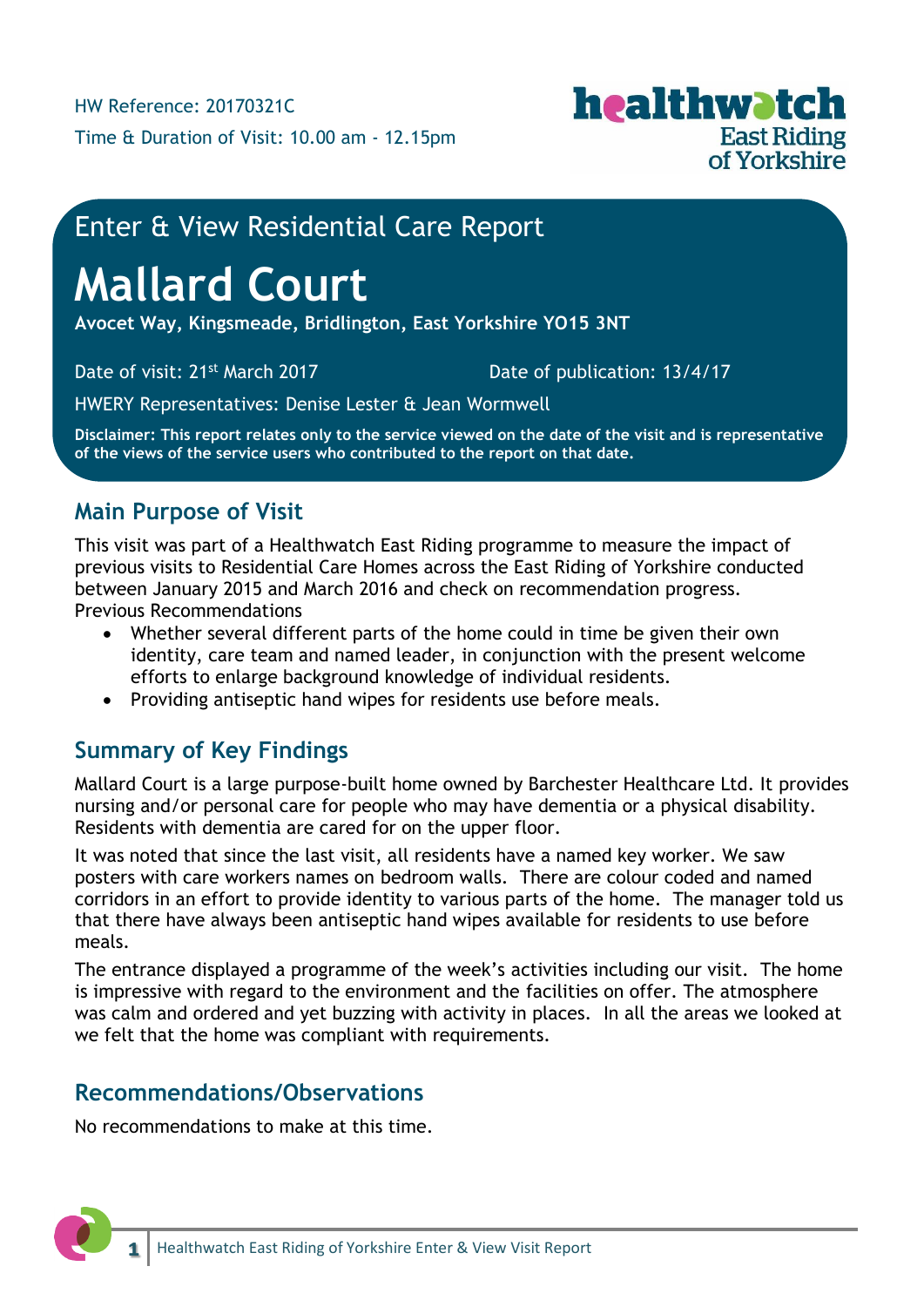HW Reference: 20170321C

Time & Duration of Visit: 10.00 am - 12.15pm

Enter & View Residential Care Report

# Mallard Court

**Avocet Way, Kingsmeade, Bridlington, East Yorkshire YO15 3NT**

Date of visit: 21st March 2017

Date of publication: 13/4/17

HWERY Representatives: Denise Lester & Jean Wormwell

**Disclaimer: This report relates only to the service viewed on the date of the visit and is representative of the views of the service users who contributed to the report on that date.**

## Main Purpose of Visit

This visit was part of a Healthwatch East Riding programme to measure the impact of previous visits to Residential Care Homes across the East Riding of Yorkshire conducted between January 2015 and March 2016 and check on recommendation progress.

Previous Recommendations

- Whether several different parts of the home could in time be given their own identity, care team and named leader, in conjunction with the present welcome efforts to enlarge background knowledge of individual residents.
- Providing antiseptic hand wipes for residents use before meals.

## Summary of Key Findings

Mallard Court is a large purpose-built home owned by Barchester Healthcare Ltd. It provides nursing and/or personal care for people who may have dementia or a physical disability. Residents with dementia are cared for on the upper floor.

It was noted that since the last visit, all residents have a named key worker. We saw posters with care workers names on bedroom walls. There are colour coded and named corridors in an effort to provide identity to various parts of the home. The manager told us that there have always been antiseptic hand wipes available for residents to use before meals.

The entrance displayed a programme of the week's activities including our visit. The home is impressive with regard to the environment and the facilities on offer. The atmosphere was calm and ordered and yet buzzing with activity in places. In all the areas we looked at we felt that the home was compliant with requirements.

## Recommendations/Observations

No recommendations to make at this time.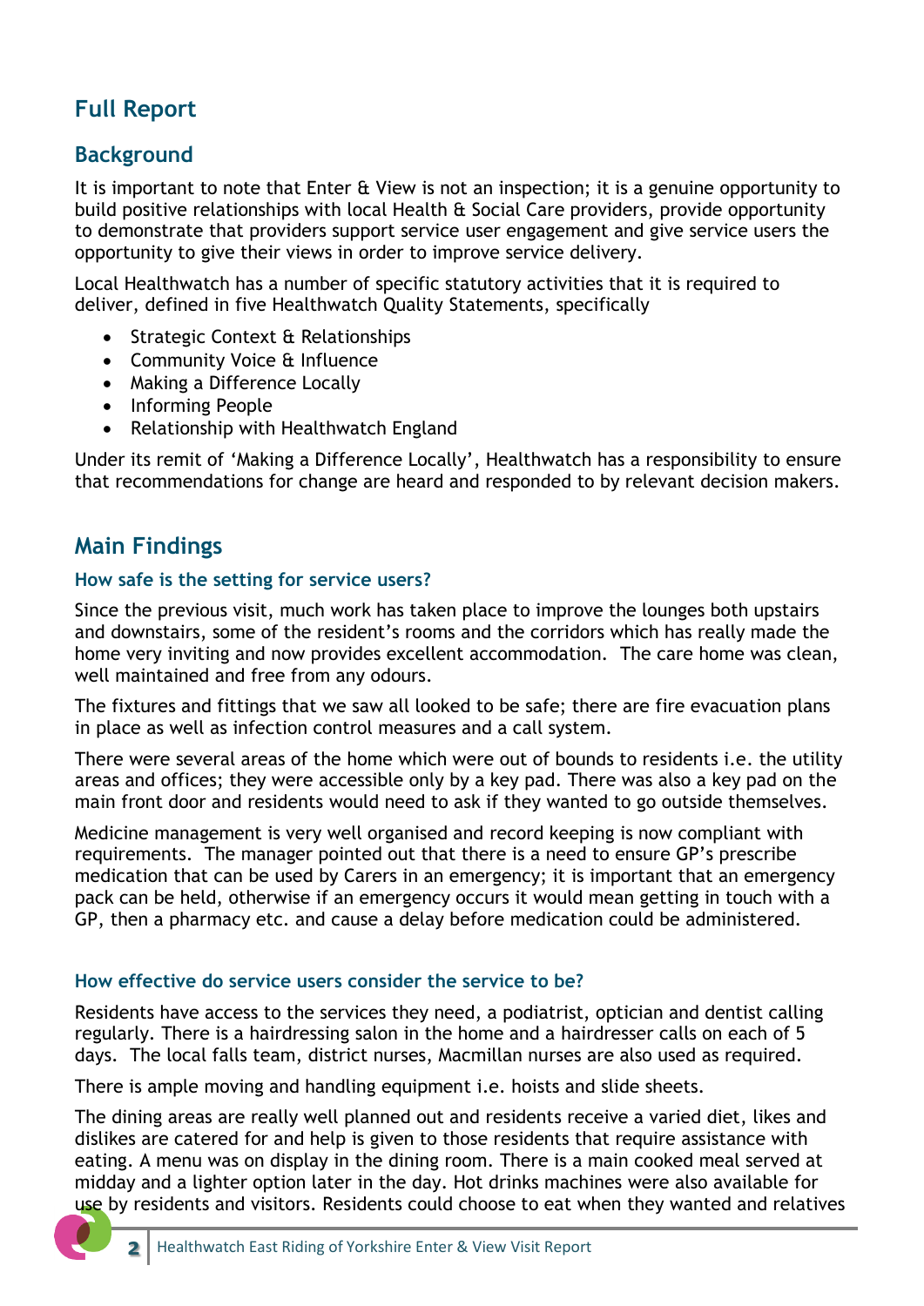# Full Report

## Background

It is important to note that Enter & View is not an inspection; it is a genuine opportunity to build positive relationships with local Health & Social Care providers, provide opportunity to demonstrate that providers support service user engagement and give service users the opportunity to give their views in order to improve service delivery.

Local Healthwatch has a number of specific statutory activities that it is required to deliver, defined in five Healthwatch Quality Statements, specifically

- Strategic Context & Relationships
- Community Voice & Influence
- Making a Difference Locally
- Informing People
- Relationship with Healthwatch England

Under its remit of 'Making a Difference Locally', Healthwatch has a responsibility to ensure that recommendations for change are heard and responded to by relevant decision makers.

## Main Findings

### How safe is the setting for service users?

Since the previous visit, much work has taken place to improve the lounges both upstairs and downstairs, some of the resident's rooms and the corridors which has really made the home very inviting and now provides excellent accommodation. The care home was clean, well maintained and free from any odours.

The fixtures and fittings that we saw all looked to be safe; there are fire evacuation plans in place as well as infection control measures and a call system.

There were several areas of the home which were out of bounds to residents i.e. the utility areas and offices; they were accessible only by a key pad. There was also a key pad on the main front door and residents would need to ask if they wanted to go outside themselves.

Medicine management is very well organised and record keeping is now compliant with requirements. The manager pointed out that there is a need to ensure GP's prescribe medication that can be used by Carers in an emergency; it is important that an emergency pack can be held, otherwise if an emergency occurs it would mean getting in touch with a GP, then a pharmacy etc. and cause a delay before medication could be administered.

### How effective do service users consider the service to be?

Residents have access to the services they need, a podiatrist, optician and dentist calling regularly. There is a hairdressing salon in the home and a hairdresser calls on each of 5 days. The local falls team, district nurses, Macmillan nurses are also used as required.

There is ample moving and handling equipment i.e. hoists and slide sheets.

The dining areas are really well planned out and residents receive a varied diet, likes and dislikes are catered for and help is given to those residents that require assistance with eating. A menu was on display in the dining room. There is a main cooked meal served at midday and a lighter option later in the day. Hot drinks machines were also available for use by residents and visitors. Residents could choose to eat when they wanted and relatives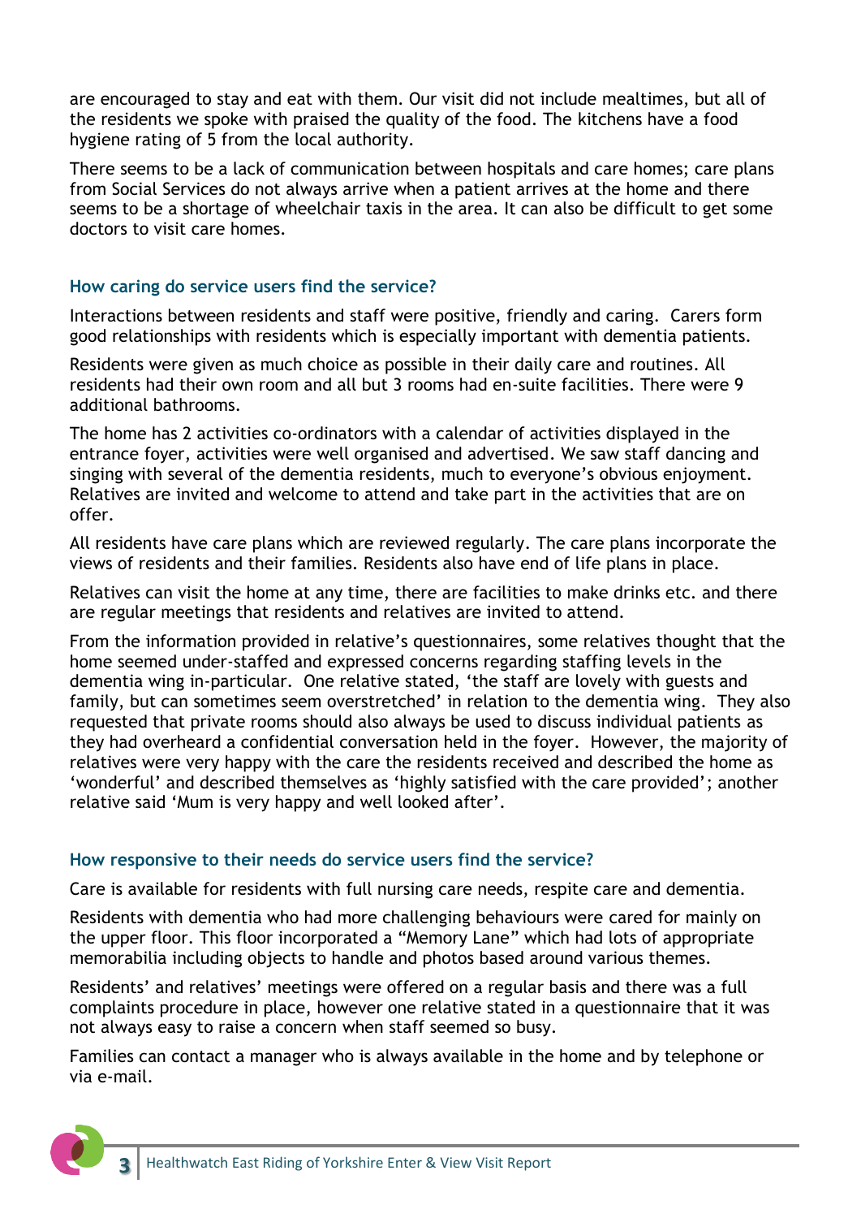are encouraged to stay and eat with them. Our visit did not include mealtimes, but all of the residents we spoke with praised the quality of the food. The kitchens have a food hygiene rating of 5 from the local authority.

There seems to be a lack of communication between hospitals and care homes; care plans from Social Services do not always arrive when a patient arrives at the home and there seems to be a shortage of wheelchair taxis in the area. It can also be difficult to get some doctors to visit care homes.

### How caring do service users find the service?

Interactions between residents and staff were positive, friendly and caring. Carers form good relationships with residents which is especially important with dementia patients.

Residents were given as much choice as possible in their daily care and routines. All residents had their own room and all but 3 rooms had en-suite facilities. There were 9 additional bathrooms.

The home has 2 activities co-ordinators with a calendar of activities displayed in the entrance foyer, activities were well organised and advertised. We saw staff dancing and singing with several of the dementia residents, much to everyone's obvious enjoyment. Relatives are invited and welcome to attend and take part in the activities that are on offer.

All residents have care plans which are reviewed regularly. The care plans incorporate the views of residents and their families. Residents also have end of life plans in place.

Relatives can visit the home at any time, there are facilities to make drinks etc. and there are regular meetings that residents and relatives are invited to attend.

From the information provided in relative's questionnaires, some relatives thought that the home seemed under-staffed and expressed concerns regarding staffing levels in the dementia wing in-particular. One relative stated, 'the staff are lovely with guests and family, but can sometimes seem overstretched' in relation to the dementia wing. They also requested that private rooms should also always be used to discuss individual patients as they had overheard a confidential conversation held in the foyer. However, the majority of relatives were very happy with the care the residents received and described the home as 'wonderful' and described themselves as 'highly satisfied with the care provided'; another relative said 'Mum is very happy and well looked after'.

### How responsive to their needs do service users find the service?

Care is available for residents with full nursing care needs, respite care and dementia.

Residents with dementia who had more challenging behaviours were cared for mainly on the upper floor. This floor incorporated a "Memory Lane" which had lots of appropriate memorabilia including objects to handle and photos based around various themes.

Residents' and relatives' meetings were offered on a regular basis and there was a full complaints procedure in place, however one relative stated in a questionnaire that it was not always easy to raise a concern when staff seemed so busy.

Families can contact a manager who is always available in the home and by telephone or via e-mail.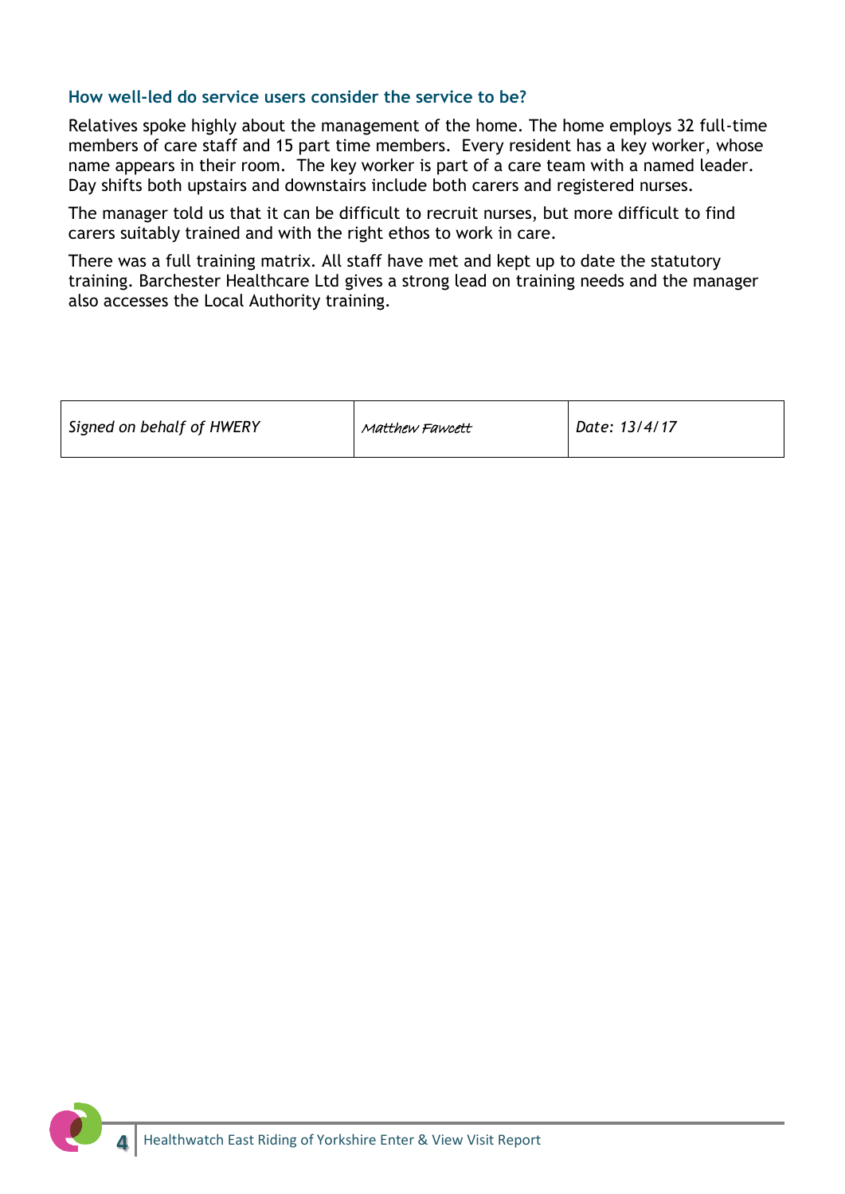### How well-led do service users consider the service to be?

Relatives spoke highly about the management of the home. The home employs 32 full-time members of care staff and 15 part time members. Every resident has a key worker, whose name appears in their room. The key worker is part of a care team with a named leader. Day shifts both upstairs and downstairs include both carers and registered nurses.

The manager told us that it can be difficult to recruit nurses, but more difficult to find carers suitably trained and with the right ethos to work in care.

There was a full training matrix. All staff have met and kept up to date the statutory training. Barchester Healthcare Ltd gives a strong lead on training needs and the manager also accesses the Local Authority training.

| | | |
|---|---|---|
| *Signed on behalf of HWERY* | *Matthew Fawcett* | *Date: 13/4/17* |